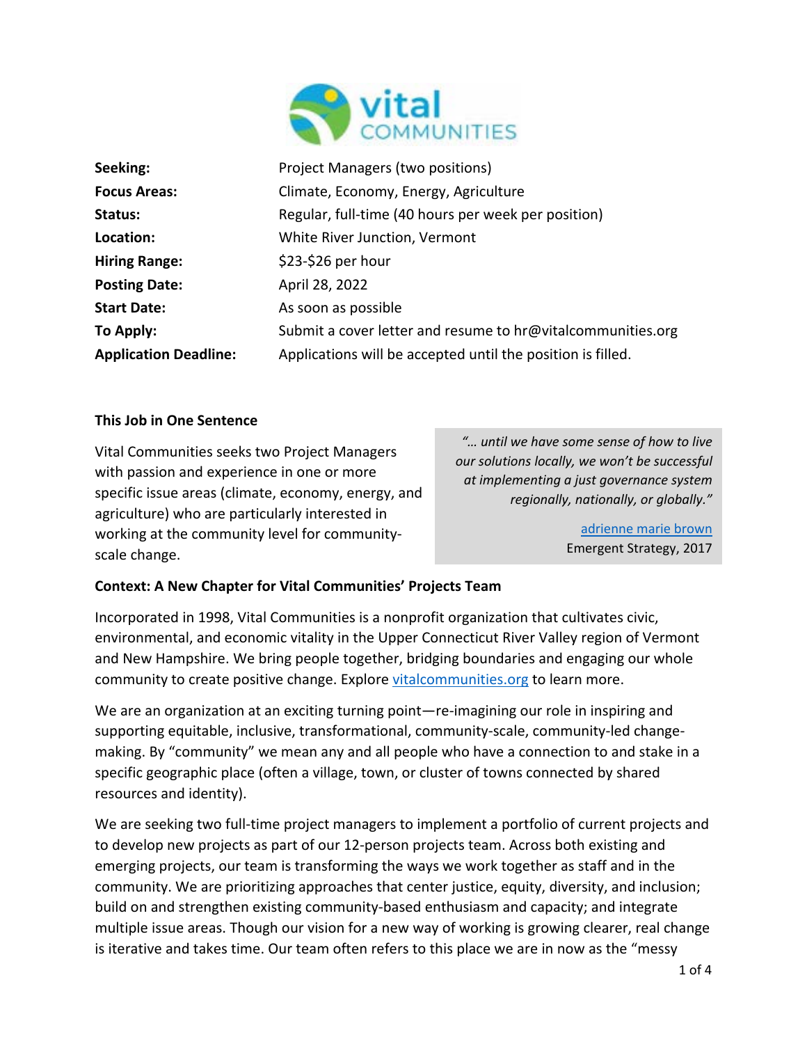| | |
|---|---|
| **Seeking:** | Project Managers (two positions) |
| **Focus Areas:** | Climate, Economy, Energy, Agriculture |
| **Status:** | Regular, full-time (40 hours per week per position) |
| **Location:** | White River Junction, Vermont |
| **Hiring Range:** | $23-$26 per hour |
| **Posting Date:** | April 28, 2022 |
| **Start Date:** | As soon as possible |
| **To Apply:** | Submit a cover letter and resume to hr@vitalcommunities.org |
| **Application Deadline:** | Applications will be accepted until the position is filled. |

**This Job in One Sentence**

Vital Communities seeks two Project Managers with passion and experience in one or more specific issue areas (climate, economy, energy, and agriculture) who are particularly interested in working at the community level for community-scale change.

> *"… until we have some sense of how to live our solutions locally, we won't be successful at implementing a just governance system regionally, nationally, or globally."*
>
> adrienne marie brown
> Emergent Strategy, 2017

**Context: A New Chapter for Vital Communities' Projects Team**

Incorporated in 1998, Vital Communities is a nonprofit organization that cultivates civic, environmental, and economic vitality in the Upper Connecticut River Valley region of Vermont and New Hampshire. We bring people together, bridging boundaries and engaging our whole community to create positive change. Explore vitalcommunities.org to learn more.

We are an organization at an exciting turning point—re-imagining our role in inspiring and supporting equitable, inclusive, transformational, community-scale, community-led change-making. By "community" we mean any and all people who have a connection to and stake in a specific geographic place (often a village, town, or cluster of towns connected by shared resources and identity).

We are seeking two full-time project managers to implement a portfolio of current projects and to develop new projects as part of our 12-person projects team. Across both existing and emerging projects, our team is transforming the ways we work together as staff and in the community. We are prioritizing approaches that center justice, equity, diversity, and inclusion; build on and strengthen existing community-based enthusiasm and capacity; and integrate multiple issue areas. Though our vision for a new way of working is growing clearer, real change is iterative and takes time. Our team often refers to this place we are in now as the "messy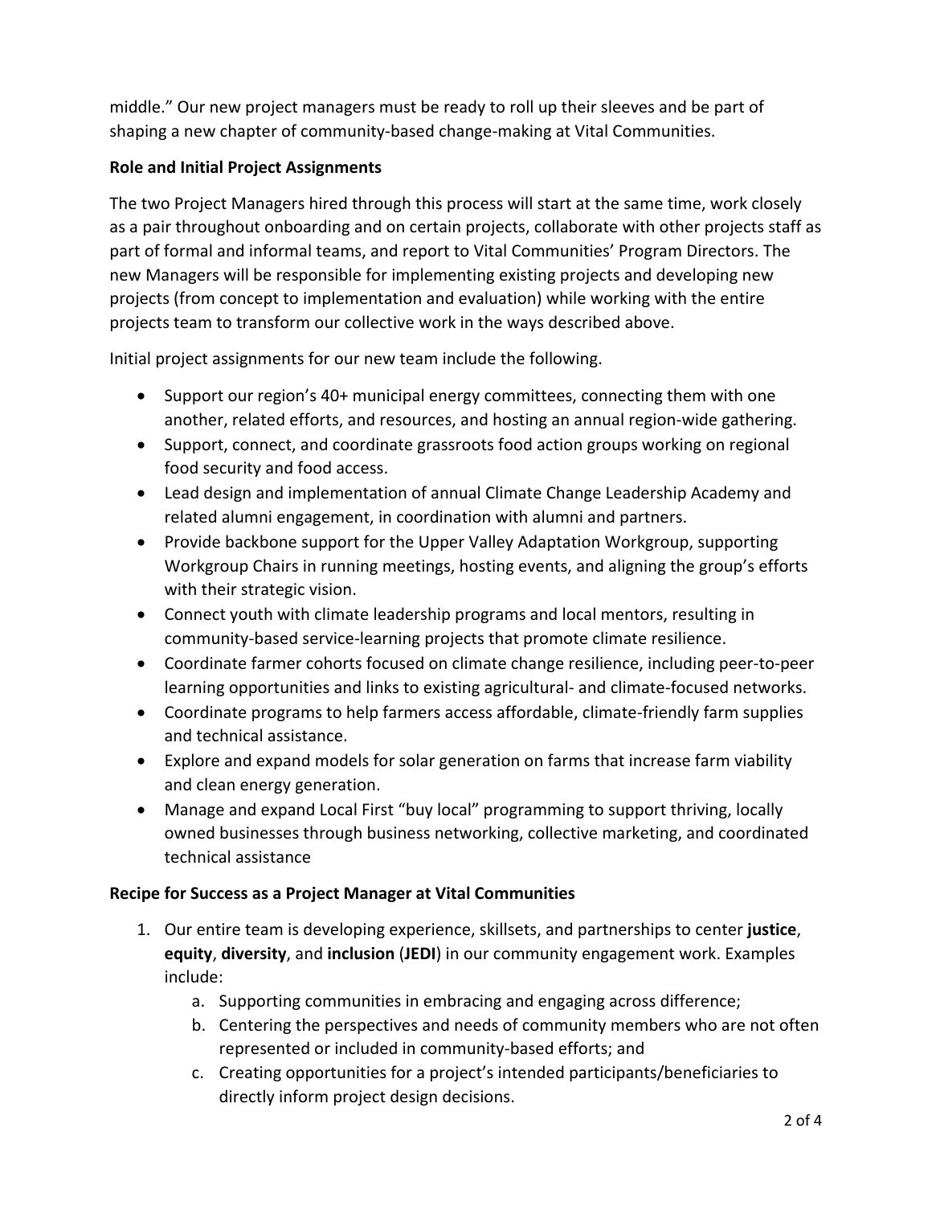middle." Our new project managers must be ready to roll up their sleeves and be part of shaping a new chapter of community-based change-making at Vital Communities.

**Role and Initial Project Assignments**

The two Project Managers hired through this process will start at the same time, work closely as a pair throughout onboarding and on certain projects, collaborate with other projects staff as part of formal and informal teams, and report to Vital Communities' Program Directors. The new Managers will be responsible for implementing existing projects and developing new projects (from concept to implementation and evaluation) while working with the entire projects team to transform our collective work in the ways described above.

Initial project assignments for our new team include the following.

- Support our region's 40+ municipal energy committees, connecting them with one another, related efforts, and resources, and hosting an annual region-wide gathering.
- Support, connect, and coordinate grassroots food action groups working on regional food security and food access.
- Lead design and implementation of annual Climate Change Leadership Academy and related alumni engagement, in coordination with alumni and partners.
- Provide backbone support for the Upper Valley Adaptation Workgroup, supporting Workgroup Chairs in running meetings, hosting events, and aligning the group's efforts with their strategic vision.
- Connect youth with climate leadership programs and local mentors, resulting in community-based service-learning projects that promote climate resilience.
- Coordinate farmer cohorts focused on climate change resilience, including peer-to-peer learning opportunities and links to existing agricultural- and climate-focused networks.
- Coordinate programs to help farmers access affordable, climate-friendly farm supplies and technical assistance.
- Explore and expand models for solar generation on farms that increase farm viability and clean energy generation.
- Manage and expand Local First "buy local" programming to support thriving, locally owned businesses through business networking, collective marketing, and coordinated technical assistance

**Recipe for Success as a Project Manager at Vital Communities**

1. Our entire team is developing experience, skillsets, and partnerships to center **justice**, **equity**, **diversity**, and **inclusion** (**JEDI**) in our community engagement work. Examples include:
    a. Supporting communities in embracing and engaging across difference;
    b. Centering the perspectives and needs of community members who are not often represented or included in community-based efforts; and
    c. Creating opportunities for a project's intended participants/beneficiaries to directly inform project design decisions.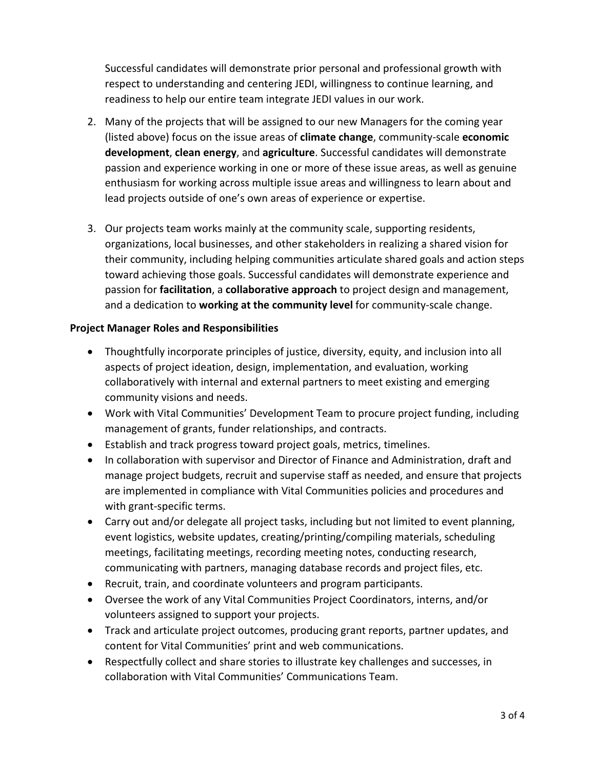Successful candidates will demonstrate prior personal and professional growth with respect to understanding and centering JEDI, willingness to continue learning, and readiness to help our entire team integrate JEDI values in our work.

2. Many of the projects that will be assigned to our new Managers for the coming year (listed above) focus on the issue areas of **climate change**, community-scale **economic development**, **clean energy**, and **agriculture**. Successful candidates will demonstrate passion and experience working in one or more of these issue areas, as well as genuine enthusiasm for working across multiple issue areas and willingness to learn about and lead projects outside of one's own areas of experience or expertise.

3. Our projects team works mainly at the community scale, supporting residents, organizations, local businesses, and other stakeholders in realizing a shared vision for their community, including helping communities articulate shared goals and action steps toward achieving those goals. Successful candidates will demonstrate experience and passion for **facilitation**, a **collaborative approach** to project design and management, and a dedication to **working at the community level** for community-scale change.

**Project Manager Roles and Responsibilities**

- Thoughtfully incorporate principles of justice, diversity, equity, and inclusion into all aspects of project ideation, design, implementation, and evaluation, working collaboratively with internal and external partners to meet existing and emerging community visions and needs.
- Work with Vital Communities' Development Team to procure project funding, including management of grants, funder relationships, and contracts.
- Establish and track progress toward project goals, metrics, timelines.
- In collaboration with supervisor and Director of Finance and Administration, draft and manage project budgets, recruit and supervise staff as needed, and ensure that projects are implemented in compliance with Vital Communities policies and procedures and with grant-specific terms.
- Carry out and/or delegate all project tasks, including but not limited to event planning, event logistics, website updates, creating/printing/compiling materials, scheduling meetings, facilitating meetings, recording meeting notes, conducting research, communicating with partners, managing database records and project files, etc.
- Recruit, train, and coordinate volunteers and program participants.
- Oversee the work of any Vital Communities Project Coordinators, interns, and/or volunteers assigned to support your projects.
- Track and articulate project outcomes, producing grant reports, partner updates, and content for Vital Communities' print and web communications.
- Respectfully collect and share stories to illustrate key challenges and successes, in collaboration with Vital Communities' Communications Team.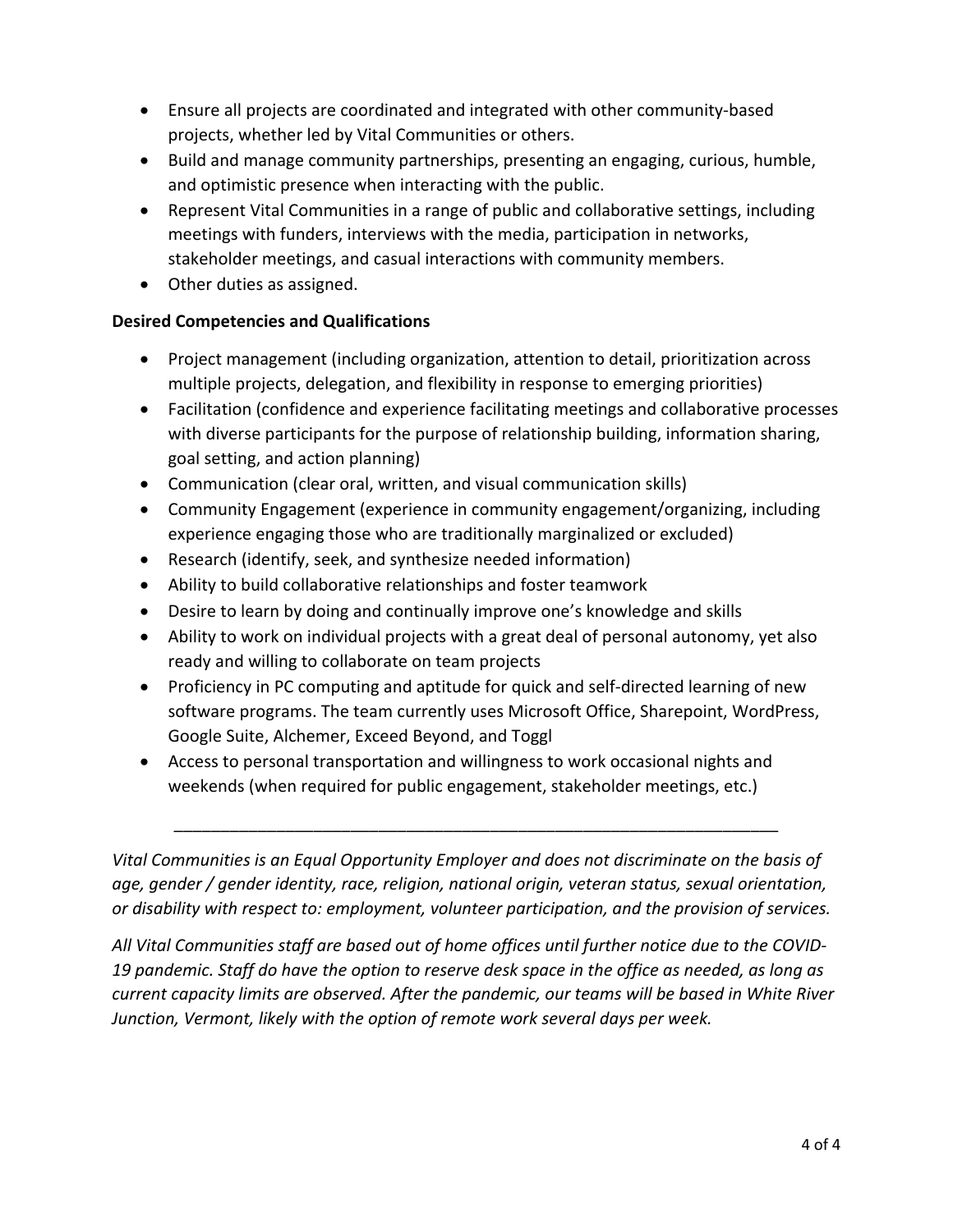- Ensure all projects are coordinated and integrated with other community-based projects, whether led by Vital Communities or others.
- Build and manage community partnerships, presenting an engaging, curious, humble, and optimistic presence when interacting with the public.
- Represent Vital Communities in a range of public and collaborative settings, including meetings with funders, interviews with the media, participation in networks, stakeholder meetings, and casual interactions with community members.
- Other duties as assigned.

**Desired Competencies and Qualifications**

- Project management (including organization, attention to detail, prioritization across multiple projects, delegation, and flexibility in response to emerging priorities)
- Facilitation (confidence and experience facilitating meetings and collaborative processes with diverse participants for the purpose of relationship building, information sharing, goal setting, and action planning)
- Communication (clear oral, written, and visual communication skills)
- Community Engagement (experience in community engagement/organizing, including experience engaging those who are traditionally marginalized or excluded)
- Research (identify, seek, and synthesize needed information)
- Ability to build collaborative relationships and foster teamwork
- Desire to learn by doing and continually improve one's knowledge and skills
- Ability to work on individual projects with a great deal of personal autonomy, yet also ready and willing to collaborate on team projects
- Proficiency in PC computing and aptitude for quick and self-directed learning of new software programs. The team currently uses Microsoft Office, Sharepoint, WordPress, Google Suite, Alchemer, Exceed Beyond, and Toggl
- Access to personal transportation and willingness to work occasional nights and weekends (when required for public engagement, stakeholder meetings, etc.)

---

*Vital Communities is an Equal Opportunity Employer and does not discriminate on the basis of age, gender / gender identity, race, religion, national origin, veteran status, sexual orientation, or disability with respect to: employment, volunteer participation, and the provision of services.*

*All Vital Communities staff are based out of home offices until further notice due to the COVID-19 pandemic. Staff do have the option to reserve desk space in the office as needed, as long as current capacity limits are observed. After the pandemic, our teams will be based in White River Junction, Vermont, likely with the option of remote work several days per week.*